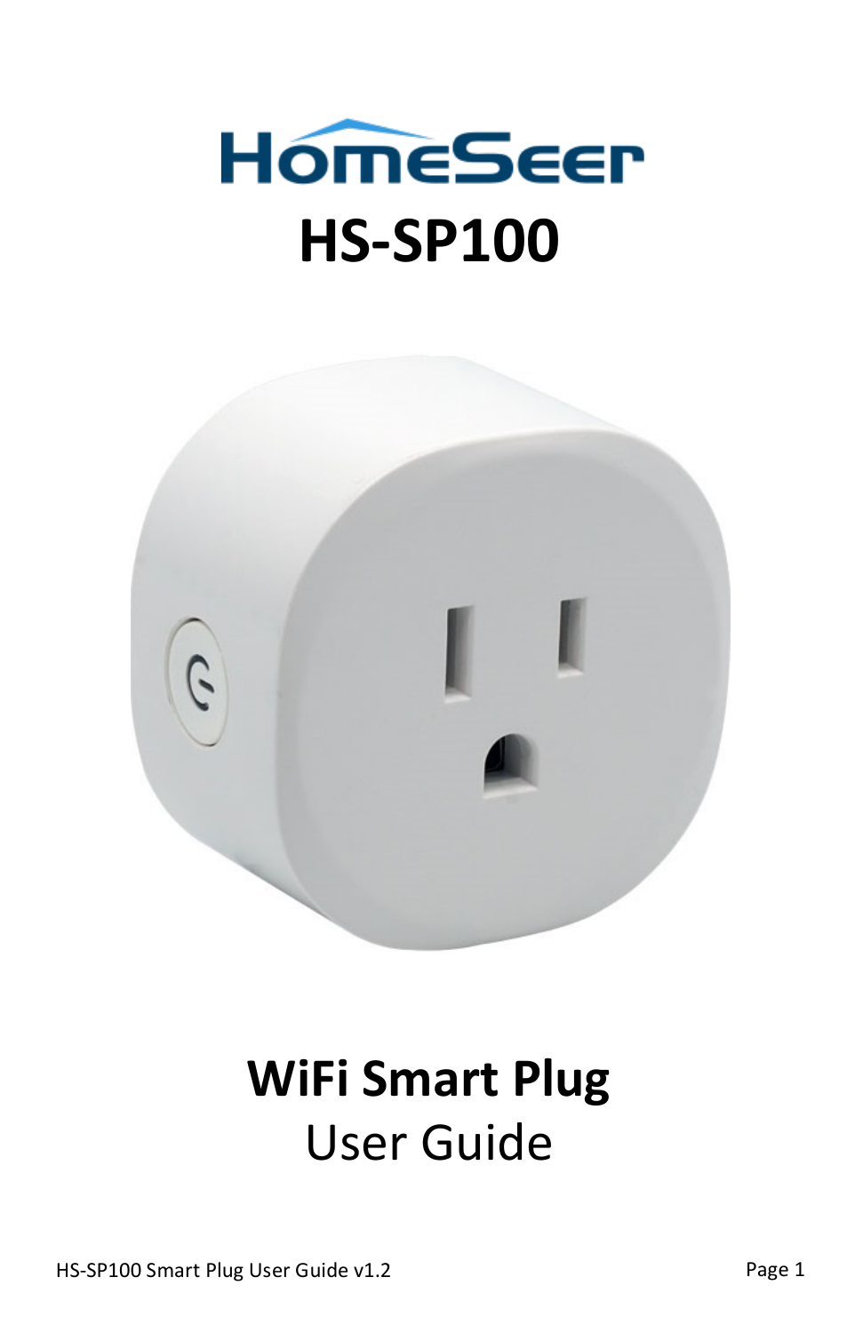HomeSeer

# HS-SP100

## WiFi Smart Plug

User Guide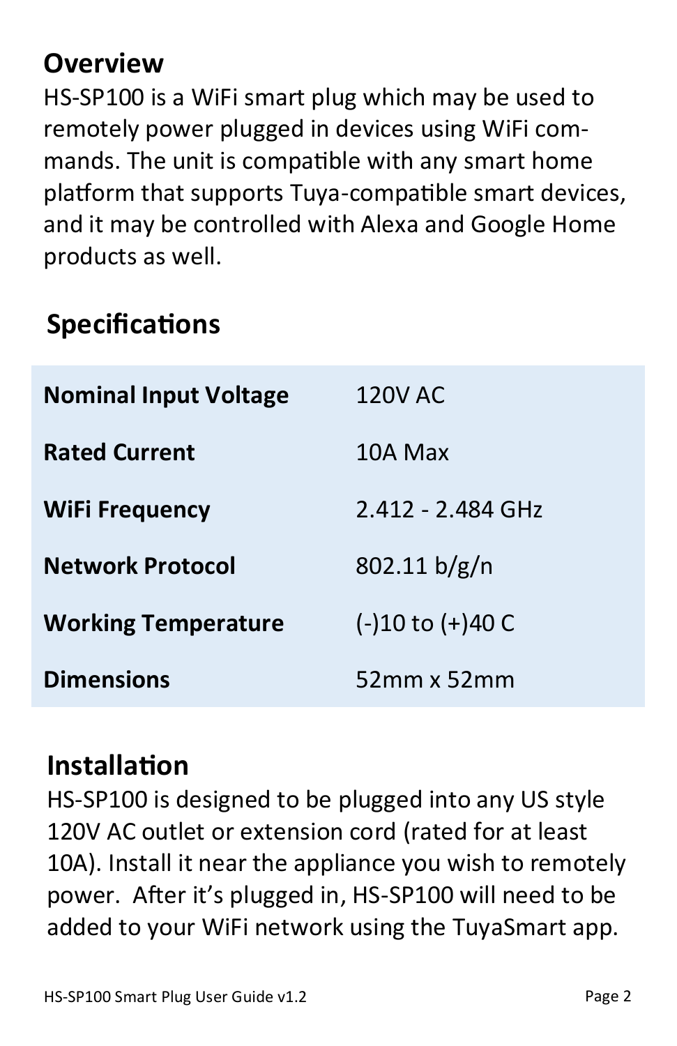## Overview

HS-SP100 is a WiFi smart plug which may be used to remotely power plugged in devices using WiFi commands. The unit is compatible with any smart home platform that supports Tuya-compatible smart devices, and it may be controlled with Alexa and Google Home products as well.

## Specifications

| | |
|---|---|
| **Nominal Input Voltage** | 120V AC |
| **Rated Current** | 10A Max |
| **WiFi Frequency** | 2.412 - 2.484 GHz |
| **Network Protocol** | 802.11 b/g/n |
| **Working Temperature** | (-)10 to (+)40 C |
| **Dimensions** | 52mm x 52mm |

## Installation

HS-SP100 is designed to be plugged into any US style 120V AC outlet or extension cord (rated for at least 10A). Install it near the appliance you wish to remotely power. After it's plugged in, HS-SP100 will need to be added to your WiFi network using the TuyaSmart app.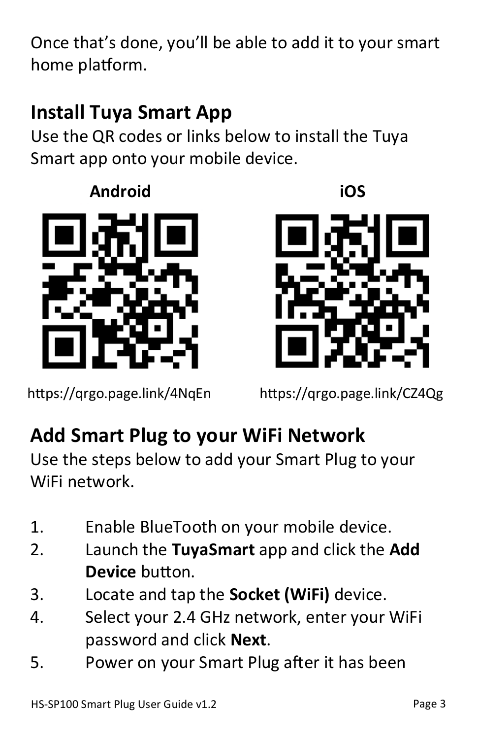Once that's done, you'll be able to add it to your smart home platform.

## Install Tuya Smart App

Use the QR codes or links below to install the Tuya Smart app onto your mobile device.

**Android**

https://qrgo.page.link/4NqEn

**iOS**

https://qrgo.page.link/CZ4Qg

## Add Smart Plug to your WiFi Network

Use the steps below to add your Smart Plug to your WiFi network.

1. Enable BlueTooth on your mobile device.
2. Launch the **TuyaSmart** app and click the **Add Device** button.
3. Locate and tap the **Socket (WiFi)** device.
4. Select your 2.4 GHz network, enter your WiFi password and click **Next**.
5. Power on your Smart Plug after it has been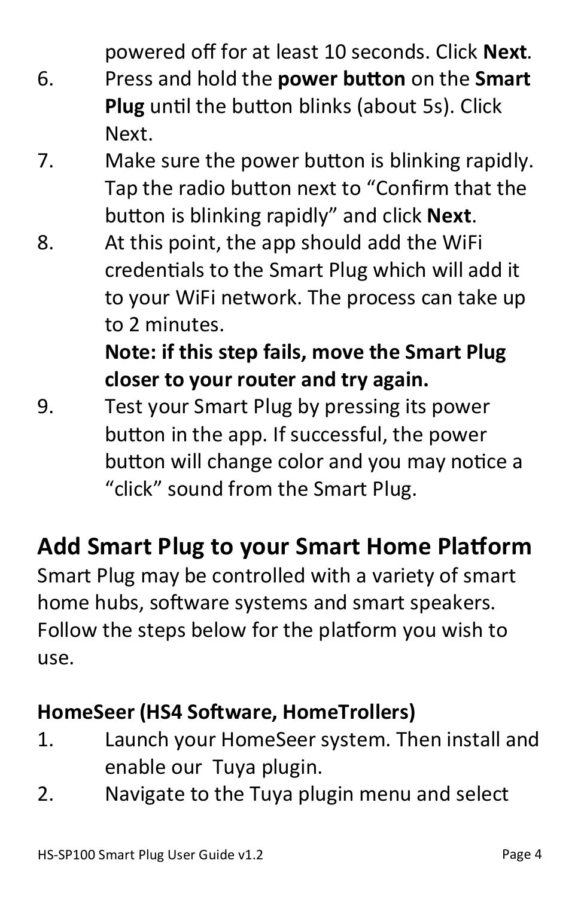powered off for at least 10 seconds. Click **Next**.

6. Press and hold the **power button** on the **Smart Plug** until the button blinks (about 5s). Click Next.
7. Make sure the power button is blinking rapidly. Tap the radio button next to "Confirm that the button is blinking rapidly" and click **Next**.
8. At this point, the app should add the WiFi credentials to the Smart Plug which will add it to your WiFi network. The process can take up to 2 minutes.

   **Note: if this step fails, move the Smart Plug closer to your router and try again.**
9. Test your Smart Plug by pressing its power button in the app. If successful, the power button will change color and you may notice a "click" sound from the Smart Plug.

## Add Smart Plug to your Smart Home Platform

Smart Plug may be controlled with a variety of smart home hubs, software systems and smart speakers. Follow the steps below for the platform you wish to use.

### HomeSeer (HS4 Software, HomeTrollers)

1. Launch your HomeSeer system. Then install and enable our Tuya plugin.
2. Navigate to the Tuya plugin menu and select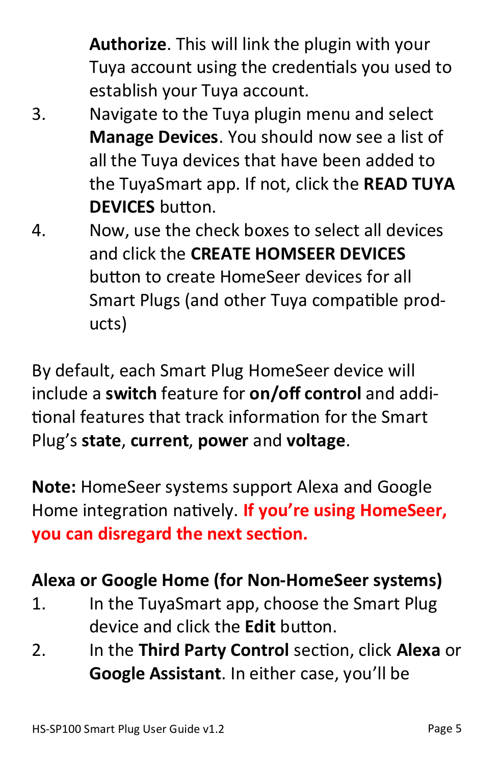**Authorize**. This will link the plugin with your Tuya account using the credentials you used to establish your Tuya account.

3. Navigate to the Tuya plugin menu and select **Manage Devices**. You should now see a list of all the Tuya devices that have been added to the TuyaSmart app. If not, click the **READ TUYA DEVICES** button.
4. Now, use the check boxes to select all devices and click the **CREATE HOMSEER DEVICES** button to create HomeSeer devices for all Smart Plugs (and other Tuya compatible products)

By default, each Smart Plug HomeSeer device will include a **switch** feature for **on/off control** and additional features that track information for the Smart Plug's **state**, **current**, **power** and **voltage**.

**Note:** HomeSeer systems support Alexa and Google Home integration natively. **If you're using HomeSeer, you can disregard the next section.**

**Alexa or Google Home (for Non-HomeSeer systems)**

1. In the TuyaSmart app, choose the Smart Plug device and click the **Edit** button.
2. In the **Third Party Control** section, click **Alexa** or **Google Assistant**. In either case, you'll be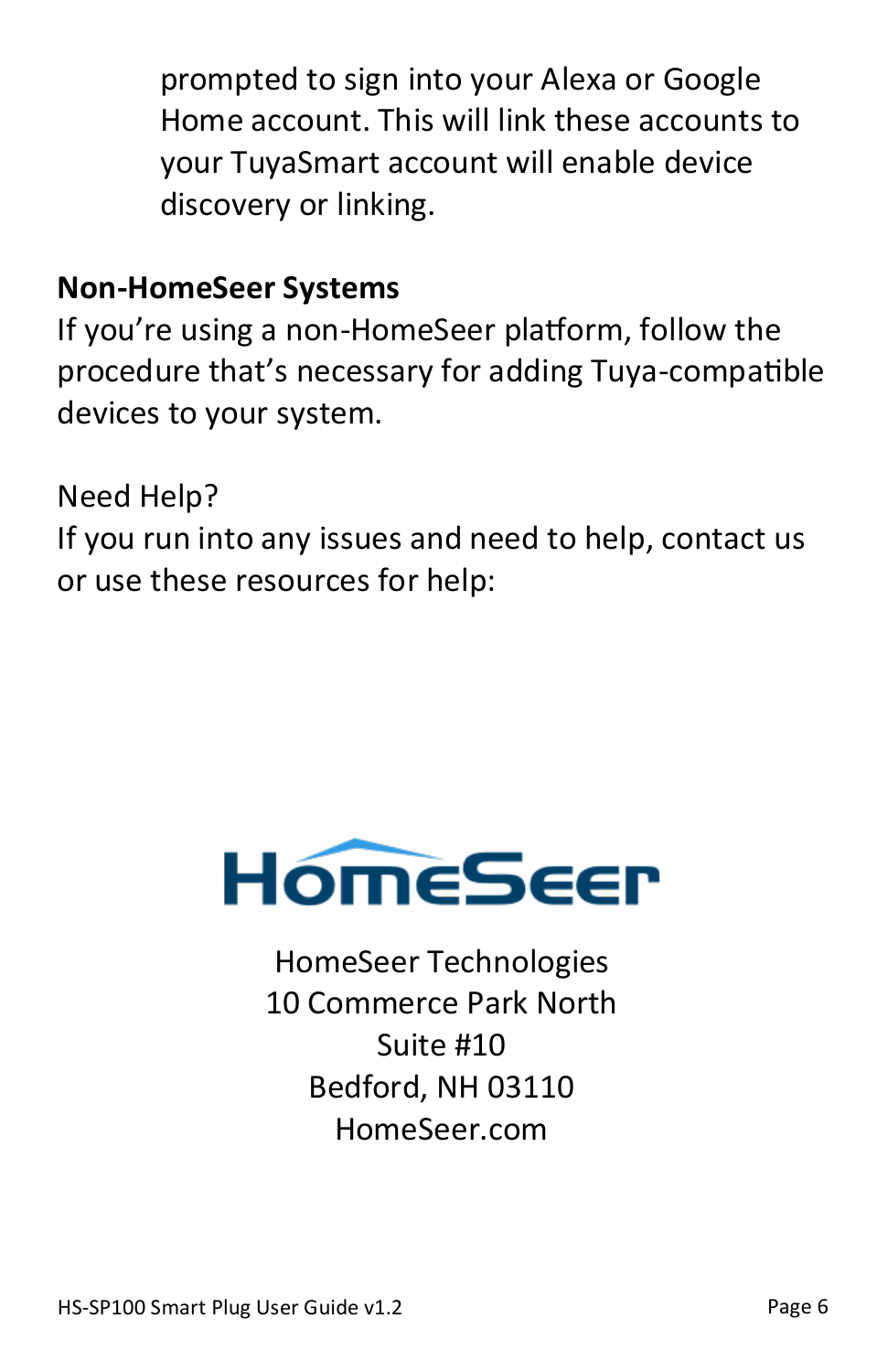prompted to sign into your Alexa or Google Home account. This will link these accounts to your TuyaSmart account will enable device discovery or linking.

**Non-HomeSeer Systems**

If you're using a non-HomeSeer platform, follow the procedure that's necessary for adding Tuya-compatible devices to your system.

Need Help?

If you run into any issues and need to help, contact us or use these resources for help:

HomeSeer

HomeSeer Technologies
10 Commerce Park North
Suite #10
Bedford, NH 03110
HomeSeer.com